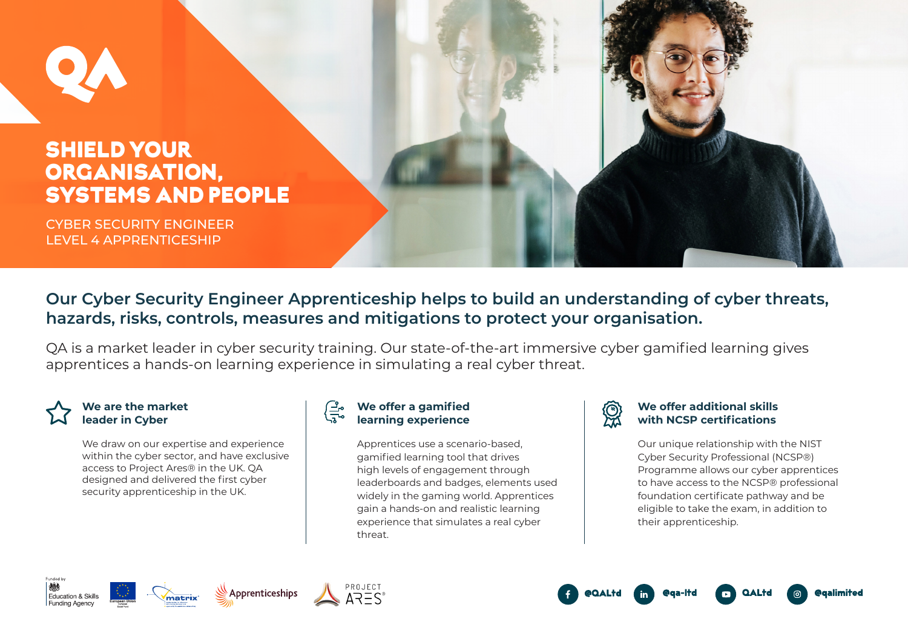# SHIELD YOUR ORGANISATION, SYSTEMS AND PEOPLE

CYBER SECURITY ENGINEER
LEVEL 4 APPRENTICESHIP

## Our Cyber Security Engineer Apprenticeship helps to build an understanding of cyber threats, hazards, risks, controls, measures and mitigations to protect your organisation.

QA is a market leader in cyber security training. Our state-of-the-art immersive cyber gamified learning gives apprentices a hands-on learning experience in simulating a real cyber threat.

### We are the market leader in Cyber

We draw on our expertise and experience within the cyber sector, and have exclusive access to Project Ares® in the UK. QA designed and delivered the first cyber security apprenticeship in the UK.

### We offer a gamified learning experience

Apprentices use a scenario-based, gamified learning tool that drives high levels of engagement through leaderboards and badges, elements used widely in the gaming world. Apprentices gain a hands-on and realistic learning experience that simulates a real cyber threat.

### We offer additional skills with NCSP certifications

Our unique relationship with the NIST Cyber Security Professional (NCSP®) Programme allows our cyber apprentices to have access to the NCSP® professional foundation certificate pathway and be eligible to take the exam, in addition to their apprenticeship.

Funded by Education & Skills Funding Agency | European Union | matrix | Apprenticeships | PROJECT ARES®

@QALtd | @qa-ltd | QALtd | @qalimited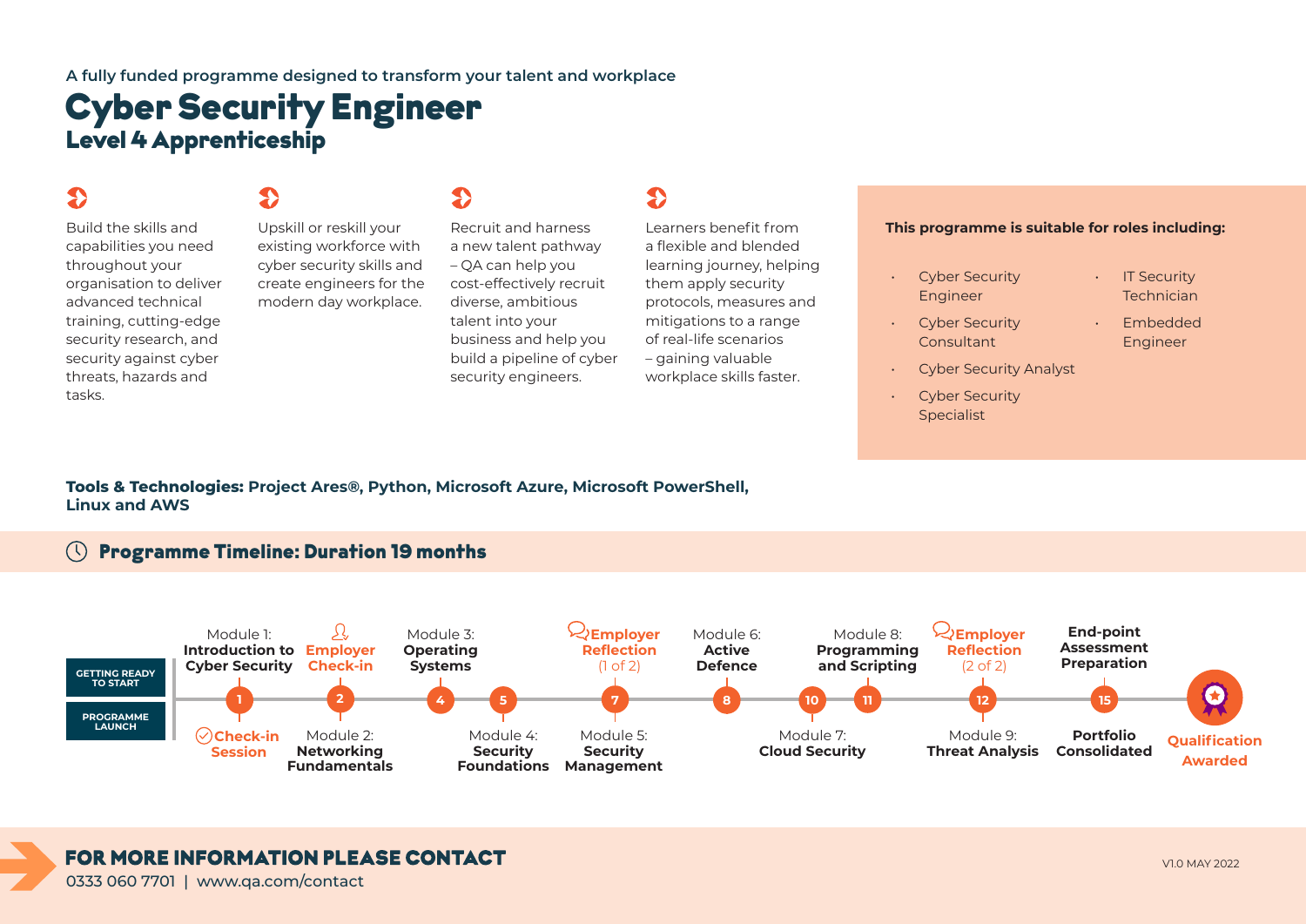A fully funded programme designed to transform your talent and workplace

# Cyber Security Engineer
## Level 4 Apprenticeship

Build the skills and capabilities you need throughout your organisation to deliver advanced technical training, cutting-edge security research, and security against cyber threats, hazards and tasks.

Upskill or reskill your existing workforce with cyber security skills and create engineers for the modern day workplace.

Recruit and harness a new talent pathway – QA can help you cost-effectively recruit diverse, ambitious talent into your business and help you build a pipeline of cyber security engineers.

Learners benefit from a flexible and blended learning journey, helping them apply security protocols, measures and mitigations to a range of real-life scenarios – gaining valuable workplace skills faster.

**This programme is suitable for roles including:**

- Cyber Security Engineer
- Cyber Security Consultant
- Cyber Security Analyst
- Cyber Security Specialist
- IT Security Technician
- Embedded Engineer

**Tools & Technologies:** **Project Ares®, Python, Microsoft Azure, Microsoft PowerShell, Linux and AWS**

## Programme Timeline: Duration 19 months

GETTING READY TO START

PROGRAMME LAUNCH

1. Module 1: **Introduction to Cyber Security** / **Check-in Session**
2. **Employer Check-in** / Module 2: **Networking Fundamentals**
4. Module 3: **Operating Systems**
5. Module 4: **Security Foundations**
7. **Employer Reflection** (1 of 2) / Module 5: **Security Management**
8. Module 6: **Active Defence**
10. Module 7: **Cloud Security**
11. Module 8: **Programming and Scripting**
12. **Employer Reflection** (2 of 2) / Module 9: **Threat Analysis**
15. **End-point Assessment Preparation** / **Portfolio Consolidated**

**Qualification Awarded**

## FOR MORE INFORMATION PLEASE CONTACT

0333 060 7701 | www.qa.com/contact

V1.0 MAY 2022